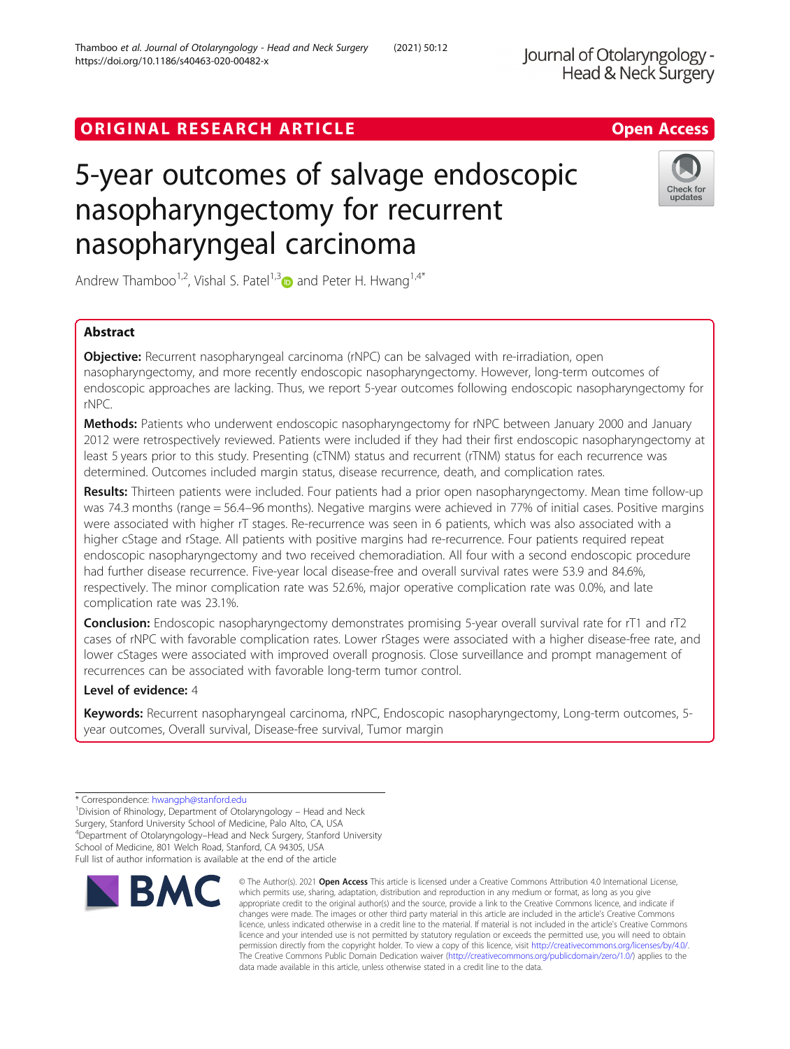ORIGINAL RESEARCH ARTICLE

Open Access

# 5-year outcomes of salvage endoscopic nasopharyngectomy for recurrent nasopharyngeal carcinoma

Andrew Thamboo[1,2], Vishal S. Patel[1,3] and Peter H. Hwang[1,4*]

## Abstract

**Objective:** Recurrent nasopharyngeal carcinoma (rNPC) can be salvaged with re-irradiation, open nasopharyngectomy, and more recently endoscopic nasopharyngectomy. However, long-term outcomes of endoscopic approaches are lacking. Thus, we report 5-year outcomes following endoscopic nasopharyngectomy for rNPC.

**Methods:** Patients who underwent endoscopic nasopharyngectomy for rNPC between January 2000 and January 2012 were retrospectively reviewed. Patients were included if they had their first endoscopic nasopharyngectomy at least 5 years prior to this study. Presenting (cTNM) status and recurrent (rTNM) status for each recurrence was determined. Outcomes included margin status, disease recurrence, death, and complication rates.

**Results:** Thirteen patients were included. Four patients had a prior open nasopharyngectomy. Mean time follow-up was 74.3 months (range = 56.4–96 months). Negative margins were achieved in 77% of initial cases. Positive margins were associated with higher rT stages. Re-recurrence was seen in 6 patients, which was also associated with a higher cStage and rStage. All patients with positive margins had re-recurrence. Four patients required repeat endoscopic nasopharyngectomy and two received chemoradiation. All four with a second endoscopic procedure had further disease recurrence. Five-year local disease-free and overall survival rates were 53.9 and 84.6%, respectively. The minor complication rate was 52.6%, major operative complication rate was 0.0%, and late complication rate was 23.1%.

**Conclusion:** Endoscopic nasopharyngectomy demonstrates promising 5-year overall survival rate for rT1 and rT2 cases of rNPC with favorable complication rates. Lower rStages were associated with a higher disease-free rate, and lower cStages were associated with improved overall prognosis. Close surveillance and prompt management of recurrences can be associated with favorable long-term tumor control.

**Level of evidence:** 4

**Keywords:** Recurrent nasopharyngeal carcinoma, rNPC, Endoscopic nasopharyngectomy, Long-term outcomes, 5-year outcomes, Overall survival, Disease-free survival, Tumor margin

\* Correspondence: hwangph@stanford.edu
[1]Division of Rhinology, Department of Otolaryngology – Head and Neck Surgery, Stanford University School of Medicine, Palo Alto, CA, USA
[4]Department of Otolaryngology–Head and Neck Surgery, Stanford University School of Medicine, 801 Welch Road, Stanford, CA 94305, USA
Full list of author information is available at the end of the article

© The Author(s). 2021 **Open Access** This article is licensed under a Creative Commons Attribution 4.0 International License, which permits use, sharing, adaptation, distribution and reproduction in any medium or format, as long as you give appropriate credit to the original author(s) and the source, provide a link to the Creative Commons licence, and indicate if changes were made. The images or other third party material in this article are included in the article's Creative Commons licence, unless indicated otherwise in a credit line to the material. If material is not included in the article's Creative Commons licence and your intended use is not permitted by statutory regulation or exceeds the permitted use, you will need to obtain permission directly from the copyright holder. To view a copy of this licence, visit http://creativecommons.org/licenses/by/4.0/. The Creative Commons Public Domain Dedication waiver (http://creativecommons.org/publicdomain/zero/1.0/) applies to the data made available in this article, unless otherwise stated in a credit line to the data.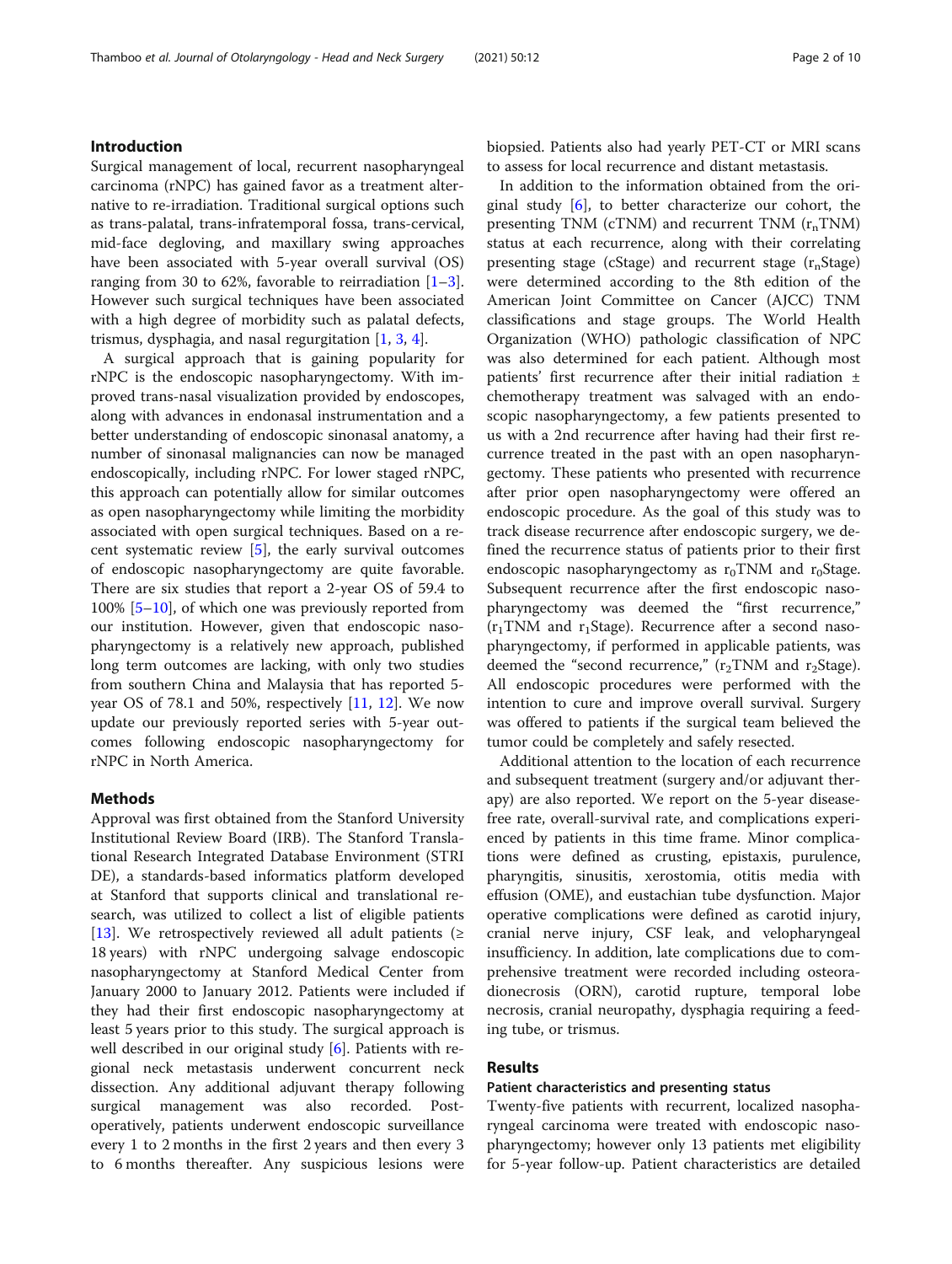## Introduction

Surgical management of local, recurrent nasopharyngeal carcinoma (rNPC) has gained favor as a treatment alternative to re-irradiation. Traditional surgical options such as trans-palatal, trans-infratemporal fossa, trans-cervical, mid-face degloving, and maxillary swing approaches have been associated with 5-year overall survival (OS) ranging from 30 to 62%, favorable to reirradiation [1–3]. However such surgical techniques have been associated with a high degree of morbidity such as palatal defects, trismus, dysphagia, and nasal regurgitation [1, 3, 4].

A surgical approach that is gaining popularity for rNPC is the endoscopic nasopharyngectomy. With improved trans-nasal visualization provided by endoscopes, along with advances in endonasal instrumentation and a better understanding of endoscopic sinonasal anatomy, a number of sinonasal malignancies can now be managed endoscopically, including rNPC. For lower staged rNPC, this approach can potentially allow for similar outcomes as open nasopharyngectomy while limiting the morbidity associated with open surgical techniques. Based on a recent systematic review [5], the early survival outcomes of endoscopic nasopharyngectomy are quite favorable. There are six studies that report a 2-year OS of 59.4 to 100% [5–10], of which one was previously reported from our institution. However, given that endoscopic nasopharyngectomy is a relatively new approach, published long term outcomes are lacking, with only two studies from southern China and Malaysia that has reported 5-year OS of 78.1 and 50%, respectively [11, 12]. We now update our previously reported series with 5-year outcomes following endoscopic nasopharyngectomy for rNPC in North America.

## Methods

Approval was first obtained from the Stanford University Institutional Review Board (IRB). The Stanford Translational Research Integrated Database Environment (STRI DE), a standards-based informatics platform developed at Stanford that supports clinical and translational research, was utilized to collect a list of eligible patients [13]. We retrospectively reviewed all adult patients (≥ 18 years) with rNPC undergoing salvage endoscopic nasopharyngectomy at Stanford Medical Center from January 2000 to January 2012. Patients were included if they had their first endoscopic nasopharyngectomy at least 5 years prior to this study. The surgical approach is well described in our original study [6]. Patients with regional neck metastasis underwent concurrent neck dissection. Any additional adjuvant therapy following surgical management was also recorded. Postoperatively, patients underwent endoscopic surveillance every 1 to 2 months in the first 2 years and then every 3 to 6 months thereafter. Any suspicious lesions were biopsied. Patients also had yearly PET-CT or MRI scans to assess for local recurrence and distant metastasis.

In addition to the information obtained from the original study [6], to better characterize our cohort, the presenting TNM (cTNM) and recurrent TNM ($r_n$TNM) status at each recurrence, along with their correlating presenting stage (cStage) and recurrent stage ($r_n$Stage) were determined according to the 8th edition of the American Joint Committee on Cancer (AJCC) TNM classifications and stage groups. The World Health Organization (WHO) pathologic classification of NPC was also determined for each patient. Although most patients' first recurrence after their initial radiation ± chemotherapy treatment was salvaged with an endoscopic nasopharyngectomy, a few patients presented to us with a 2nd recurrence after having had their first recurrence treated in the past with an open nasopharyngectomy. These patients who presented with recurrence after prior open nasopharyngectomy were offered an endoscopic procedure. As the goal of this study was to track disease recurrence after endoscopic surgery, we defined the recurrence status of patients prior to their first endoscopic nasopharyngectomy as $r_0$TNM and $r_0$Stage. Subsequent recurrence after the first endoscopic nasopharyngectomy was deemed the "first recurrence," ($r_1$TNM and $r_1$Stage). Recurrence after a second nasopharyngectomy, if performed in applicable patients, was deemed the "second recurrence," ($r_2$TNM and $r_2$Stage). All endoscopic procedures were performed with the intention to cure and improve overall survival. Surgery was offered to patients if the surgical team believed the tumor could be completely and safely resected.

Additional attention to the location of each recurrence and subsequent treatment (surgery and/or adjuvant therapy) are also reported. We report on the 5-year disease-free rate, overall-survival rate, and complications experienced by patients in this time frame. Minor complications were defined as crusting, epistaxis, purulence, pharyngitis, sinusitis, xerostomia, otitis media with effusion (OME), and eustachian tube dysfunction. Major operative complications were defined as carotid injury, cranial nerve injury, CSF leak, and velopharyngeal insufficiency. In addition, late complications due to comprehensive treatment were recorded including osteoradionecrosis (ORN), carotid rupture, temporal lobe necrosis, cranial neuropathy, dysphagia requiring a feeding tube, or trismus.

## Results

### Patient characteristics and presenting status

Twenty-five patients with recurrent, localized nasopharyngeal carcinoma were treated with endoscopic nasopharyngectomy; however only 13 patients met eligibility for 5-year follow-up. Patient characteristics are detailed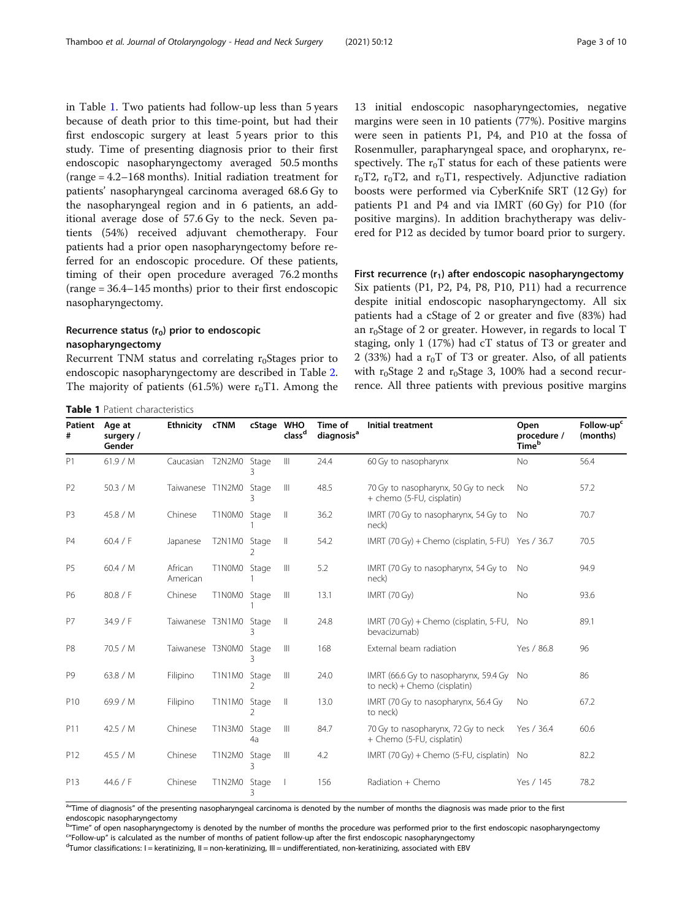in Table 1. Two patients had follow-up less than 5 years because of death prior to this time-point, but had their first endoscopic surgery at least 5 years prior to this study. Time of presenting diagnosis prior to their first endoscopic nasopharyngectomy averaged 50.5 months (range = 4.2–168 months). Initial radiation treatment for patients' nasopharyngeal carcinoma averaged 68.6 Gy to the nasopharyngeal region and in 6 patients, an additional average dose of 57.6 Gy to the neck. Seven patients (54%) received adjuvant chemotherapy. Four patients had a prior open nasopharyngectomy before referred for an endoscopic procedure. Of these patients, timing of their open procedure averaged 76.2 months (range = 36.4–145 months) prior to their first endoscopic nasopharyngectomy.

## Recurrence status ($r_0$) prior to endoscopic nasopharyngectomy

Recurrent TNM status and correlating $r_0$Stages prior to endoscopic nasopharyngectomy are described in Table 2. The majority of patients (61.5%) were $r_0$T1. Among the 13 initial endoscopic nasopharyngectomies, negative margins were seen in 10 patients (77%). Positive margins were seen in patients P1, P4, and P10 at the fossa of Rosenmuller, parapharyngeal space, and oropharynx, respectively. The $r_0$T status for each of these patients were $r_0$T2, $r_0$T2, and $r_0$T1, respectively. Adjunctive radiation boosts were performed via CyberKnife SRT (12 Gy) for patients P1 and P4 and via IMRT (60 Gy) for P10 (for positive margins). In addition brachytherapy was delivered for P12 as decided by tumor board prior to surgery.

## First recurrence ($r_1$) after endoscopic nasopharyngectomy

Six patients (P1, P2, P4, P8, P10, P11) had a recurrence despite initial endoscopic nasopharyngectomy. All six patients had a cStage of 2 or greater and five (83%) had an $r_0$Stage of 2 or greater. However, in regards to local T staging, only 1 (17%) had cT status of T3 or greater and 2 (33%) had a $r_0$T of T3 or greater. Also, of all patients with $r_0$Stage 2 and $r_0$Stage 3, 100% had a second recurrence. All three patients with previous positive margins

**Table 1** Patient characteristics

| Patient # | Age at surgery / Gender | Ethnicity | cTNM | cStage | WHO class[d] | Time of diagnosis[a] | Initial treatment | Open procedure / Time[b] | Follow-up[c] (months) |
|---|---|---|---|---|---|---|---|---|---|
| P1 | 61.9 / M | Caucasian | T2N2M0 | Stage 3 | III | 24.4 | 60 Gy to nasopharynx | No | 56.4 |
| P2 | 50.3 / M | Taiwanese | T1N2M0 | Stage 3 | III | 48.5 | 70 Gy to nasopharynx, 50 Gy to neck + chemo (5-FU, cisplatin) | No | 57.2 |
| P3 | 45.8 / M | Chinese | T1N0M0 | Stage 1 | II | 36.2 | IMRT (70 Gy to nasopharynx, 54 Gy to neck) | No | 70.7 |
| P4 | 60.4 / F | Japanese | T2N1M0 | Stage 2 | II | 54.2 | IMRT (70 Gy) + Chemo (cisplatin, 5-FU) | Yes / 36.7 | 70.5 |
| P5 | 60.4 / M | African American | T1N0M0 | Stage 1 | III | 5.2 | IMRT (70 Gy to nasopharynx, 54 Gy to neck) | No | 94.9 |
| P6 | 80.8 / F | Chinese | T1N0M0 | Stage 1 | III | 13.1 | IMRT (70 Gy) | No | 93.6 |
| P7 | 34.9 / F | Taiwanese | T3N1M0 | Stage 3 | II | 24.8 | IMRT (70 Gy) + Chemo (cisplatin, 5-FU, bevacizumab) | No | 89.1 |
| P8 | 70.5 / M | Taiwanese | T3N0M0 | Stage 3 | III | 168 | External beam radiation | Yes / 86.8 | 96 |
| P9 | 63.8 / M | Filipino | T1N1M0 | Stage 2 | III | 24.0 | IMRT (66.6 Gy to nasopharynx, 59.4 Gy to neck) + Chemo (cisplatin) | No | 86 |
| P10 | 69.9 / M | Filipino | T1N1M0 | Stage 2 | II | 13.0 | IMRT (70 Gy to nasopharynx, 56.4 Gy to neck) | No | 67.2 |
| P11 | 42.5 / M | Chinese | T1N3M0 | Stage 4a | III | 84.7 | 70 Gy to nasopharynx, 72 Gy to neck + Chemo (5-FU, cisplatin) | Yes / 36.4 | 60.6 |
| P12 | 45.5 / M | Chinese | T1N2M0 | Stage 3 | III | 4.2 | IMRT (70 Gy) + Chemo (5-FU, cisplatin) | No | 82.2 |
| P13 | 44.6 / F | Chinese | T1N2M0 | Stage 3 | I | 156 | Radiation + Chemo | Yes / 145 | 78.2 |

[a]"Time of diagnosis" of the presenting nasopharyngeal carcinoma is denoted by the number of months the diagnosis was made prior to the first endoscopic nasopharyngectomy
[b]"Time" of open nasopharyngectomy is denoted by the number of months the procedure was performed prior to the first endoscopic nasopharyngectomy
[c]"Follow-up" is calculated as the number of months of patient follow-up after the first endoscopic nasopharyngectomy
[d]Tumor classifications: I = keratinizing, II = non-keratinizing, III = undifferentiated, non-keratinizing, associated with EBV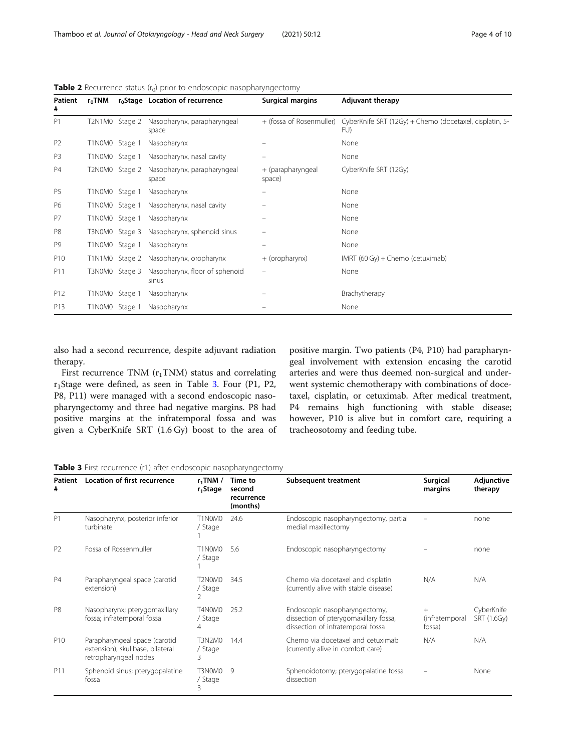**Table 2** Recurrence status ($r_0$) prior to endoscopic nasopharyngectomy

| Patient # | $r_0$TNM | $r_0$Stage | Location of recurrence | Surgical margins | Adjuvant therapy |
|---|---|---|---|---|---|
| P1 | T2N1M0 | Stage 2 | Nasopharynx, parapharyngeal space | + (fossa of Rosenmuller) | CyberKnife SRT (12Gy) + Chemo (docetaxel, cisplatin, 5-FU) |
| P2 | T1N0M0 | Stage 1 | Nasopharynx | – | None |
| P3 | T1N0M0 | Stage 1 | Nasopharynx, nasal cavity | – | None |
| P4 | T2N0M0 | Stage 2 | Nasopharynx, parapharyngeal space | + (parapharyngeal space) | CyberKnife SRT (12Gy) |
| P5 | T1N0M0 | Stage 1 | Nasopharynx | – | None |
| P6 | T1N0M0 | Stage 1 | Nasopharynx, nasal cavity | – | None |
| P7 | T1N0M0 | Stage 1 | Nasopharynx | – | None |
| P8 | T3N0M0 | Stage 3 | Nasopharynx, sphenoid sinus | – | None |
| P9 | T1N0M0 | Stage 1 | Nasopharynx | – | None |
| P10 | T1N1M0 | Stage 2 | Nasopharynx, oropharynx | + (oropharynx) | IMRT (60 Gy) + Chemo (cetuximab) |
| P11 | T3N0M0 | Stage 3 | Nasopharynx, floor of sphenoid sinus | – | None |
| P12 | T1N0M0 | Stage 1 | Nasopharynx | – | Brachytherapy |
| P13 | T1N0M0 | Stage 1 | Nasopharynx | – | None |

also had a second recurrence, despite adjuvant radiation therapy.

First recurrence TNM ($r_1$TNM) status and correlating $r_1$Stage were defined, as seen in Table 3. Four (P1, P2, P8, P11) were managed with a second endoscopic nasopharyngectomy and three had negative margins. P8 had positive margins at the infratemporal fossa and was given a CyberKnife SRT (1.6 Gy) boost to the area of positive margin. Two patients (P4, P10) had parapharyngeal involvement with extension encasing the carotid arteries and were thus deemed non-surgical and underwent systemic chemotherapy with combinations of docetaxel, cisplatin, or cetuximab. After medical treatment, P4 remains high functioning with stable disease; however, P10 is alive but in comfort care, requiring a tracheosotomy and feeding tube.

**Table 3** First recurrence (r1) after endoscopic nasopharyngectomy

| Patient # | Location of first recurrence | $r_1$TNM / $r_1$Stage | Time to second recurrence (months) | Subsequent treatment | Surgical margins | Adjunctive therapy |
|---|---|---|---|---|---|---|
| P1 | Nasopharynx, posterior inferior turbinate | T1N0M0 / Stage 1 | 24.6 | Endoscopic nasopharyngectomy, partial medial maxillectomy | – | none |
| P2 | Fossa of Rossenmuller | T1N0M0 / Stage 1 | 5.6 | Endoscopic nasopharyngectomy | – | none |
| P4 | Parapharyngeal space (carotid extension) | T2N0M0 / Stage 2 | 34.5 | Chemo via docetaxel and cisplatin (currently alive with stable disease) | N/A | N/A |
| P8 | Nasopharynx; pterygomaxillary fossa; infratemporal fossa | T4N0M0 / Stage 4 | 25.2 | Endoscopic nasopharyngectomy, dissection of pterygomaxillary fossa, dissection of infratemporal fossa | + (infratemporal fossa) | CyberKnife SRT (1.6Gy) |
| P10 | Parapharyngeal space (carotid extension), skullbase, bilateral retropharyngeal nodes | T3N2M0 / Stage 3 | 14.4 | Chemo via docetaxel and cetuximab (currently alive in comfort care) | N/A | N/A |
| P11 | Sphenoid sinus; pterygopalatine fossa | T3N0M0 / Stage 3 | 9 | Sphenoidotomy; pterygopalatine fossa dissection | – | None |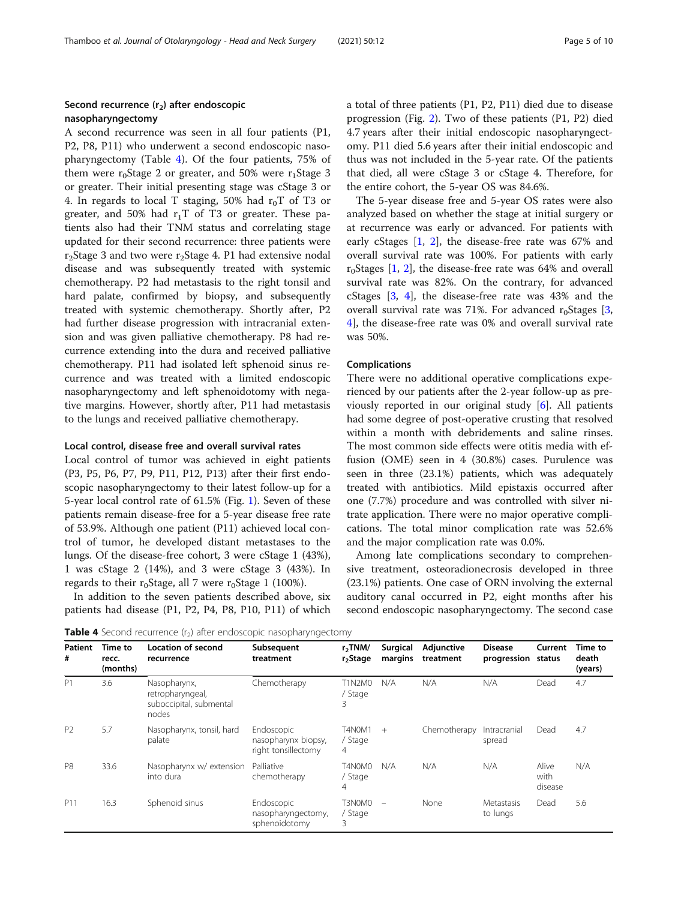### Second recurrence ($r_2$) after endoscopic nasopharyngectomy

A second recurrence was seen in all four patients (P1, P2, P8, P11) who underwent a second endoscopic nasopharyngectomy (Table 4). Of the four patients, 75% of them were $r_0$Stage 2 or greater, and 50% were $r_1$Stage 3 or greater. Their initial presenting stage was cStage 3 or 4. In regards to local T staging, 50% had $r_0$T of T3 or greater, and 50% had $r_1$T of T3 or greater. These patients also had their TNM status and correlating stage updated for their second recurrence: three patients were $r_2$Stage 3 and two were $r_2$Stage 4. P1 had extensive nodal disease and was subsequently treated with systemic chemotherapy. P2 had metastasis to the right tonsil and hard palate, confirmed by biopsy, and subsequently treated with systemic chemotherapy. Shortly after, P2 had further disease progression with intracranial extension and was given palliative chemotherapy. P8 had recurrence extending into the dura and received palliative chemotherapy. P11 had isolated left sphenoid sinus recurrence and was treated with a limited endoscopic nasopharyngectomy and left sphenoidotomy with negative margins. However, shortly after, P11 had metastasis to the lungs and received palliative chemotherapy.

### Local control, disease free and overall survival rates

Local control of tumor was achieved in eight patients (P3, P5, P6, P7, P9, P11, P12, P13) after their first endoscopic nasopharyngectomy to their latest follow-up for a 5-year local control rate of 61.5% (Fig. 1). Seven of these patients remain disease-free for a 5-year disease free rate of 53.9%. Although one patient (P11) achieved local control of tumor, he developed distant metastases to the lungs. Of the disease-free cohort, 3 were cStage 1 (43%), 1 was cStage 2 (14%), and 3 were cStage 3 (43%). In regards to their $r_0$Stage, all 7 were $r_0$Stage 1 (100%).

In addition to the seven patients described above, six patients had disease (P1, P2, P4, P8, P10, P11) of which a total of three patients (P1, P2, P11) died due to disease progression (Fig. 2). Two of these patients (P1, P2) died 4.7 years after their initial endoscopic nasopharyngectomy. P11 died 5.6 years after their initial endoscopic and thus was not included in the 5-year rate. Of the patients that died, all were cStage 3 or cStage 4. Therefore, for the entire cohort, the 5-year OS was 84.6%.

The 5-year disease free and 5-year OS rates were also analyzed based on whether the stage at initial surgery or at recurrence was early or advanced. For patients with early cStages [1, 2], the disease-free rate was 67% and overall survival rate was 100%. For patients with early $r_0$Stages [1, 2], the disease-free rate was 64% and overall survival rate was 82%. On the contrary, for advanced cStages [3, 4], the disease-free rate was 43% and the overall survival rate was 71%. For advanced $r_0$Stages [3, 4], the disease-free rate was 0% and overall survival rate was 50%.

### Complications

There were no additional operative complications experienced by our patients after the 2-year follow-up as previously reported in our original study [6]. All patients had some degree of post-operative crusting that resolved within a month with debridements and saline rinses. The most common side effects were otitis media with effusion (OME) seen in 4 (30.8%) cases. Purulence was seen in three (23.1%) patients, which was adequately treated with antibiotics. Mild epistaxis occurred after one (7.7%) procedure and was controlled with silver nitrate application. There were no major operative complications. The total minor complication rate was 52.6% and the major complication rate was 0.0%.

Among late complications secondary to comprehensive treatment, osteoradionecrosis developed in three (23.1%) patients. One case of ORN involving the external auditory canal occurred in P2, eight months after his second endoscopic nasopharyngectomy. The second case

**Table 4** Second recurrence ($r_2$) after endoscopic nasopharyngectomy

| Patient # | Time to recc. (months) | Location of second recurrence | Subsequent treatment | $r_2$TNM/ $r_2$Stage | Surgical margins | Adjunctive treatment | Disease progression | Current status | Time to death (years) |
|---|---|---|---|---|---|---|---|---|---|
| P1 | 3.6 | Nasopharynx, retropharyngeal, suboccipital, submental nodes | Chemotherapy | T1N2M0 / Stage 3 | N/A | N/A | N/A | Dead | 4.7 |
| P2 | 5.7 | Nasopharynx, tonsil, hard palate | Endoscopic nasopharynx biopsy, right tonsillectomy | T4N0M1 / Stage 4 | + | Chemotherapy | Intracranial spread | Dead | 4.7 |
| P8 | 33.6 | Nasopharynx w/ extension into dura | Palliative chemotherapy | T4N0M0 / Stage 4 | N/A | N/A | N/A | Alive with disease | N/A |
| P11 | 16.3 | Sphenoid sinus | Endoscopic nasopharyngectomy, sphenoidotomy | T3N0M0 / Stage 3 | − | None | Metastasis to lungs | Dead | 5.6 |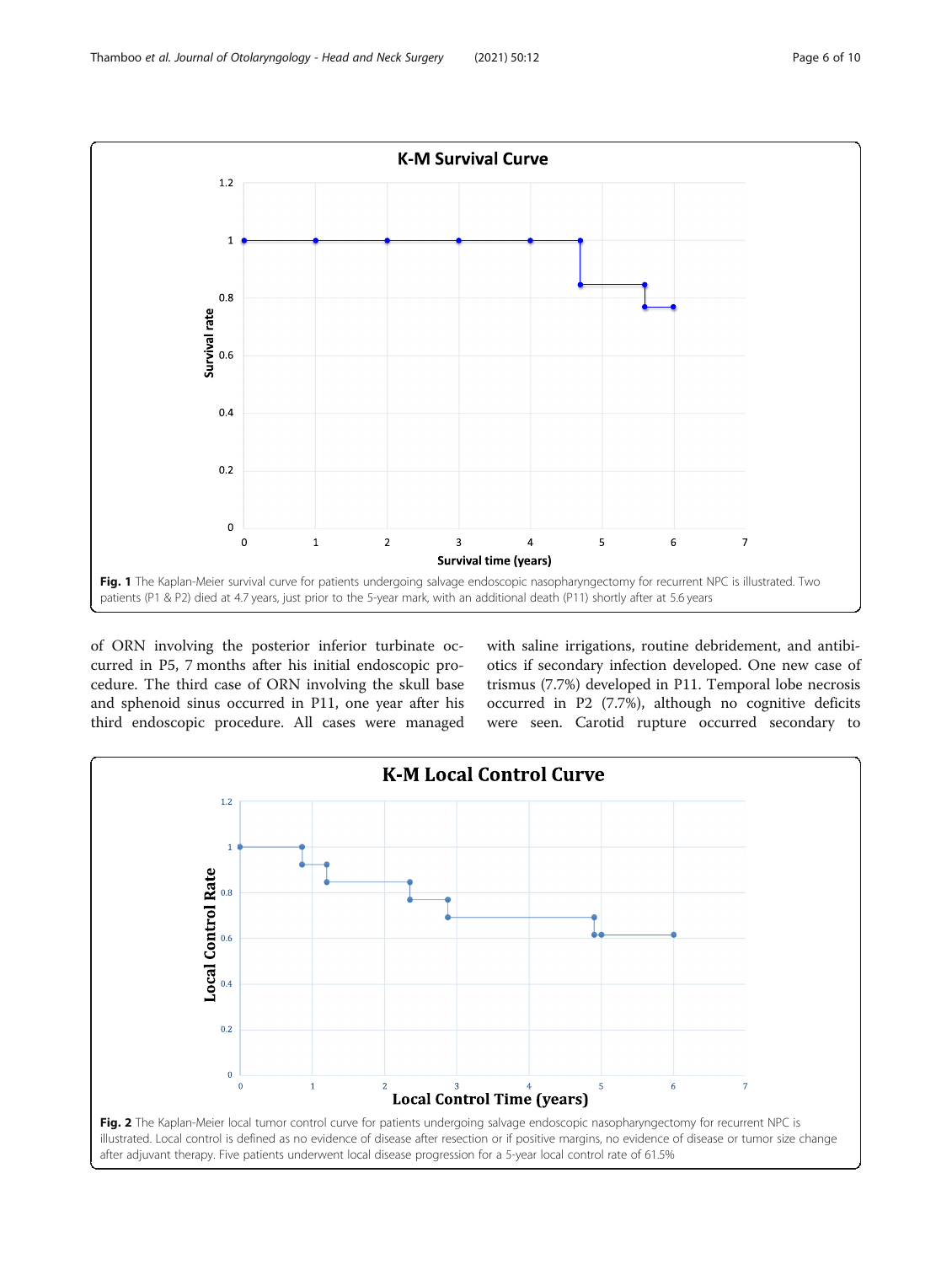**Fig. 1** The Kaplan-Meier survival curve for patients undergoing salvage endoscopic nasopharyngectomy for recurrent NPC is illustrated. Two patients (P1 & P2) died at 4.7 years, just prior to the 5-year mark, with an additional death (P11) shortly after at 5.6 years

of ORN involving the posterior inferior turbinate occurred in P5, 7 months after his initial endoscopic procedure. The third case of ORN involving the skull base and sphenoid sinus occurred in P11, one year after his third endoscopic procedure. All cases were managed with saline irrigations, routine debridement, and antibiotics if secondary infection developed. One new case of trismus (7.7%) developed in P11. Temporal lobe necrosis occurred in P2 (7.7%), although no cognitive deficits were seen. Carotid rupture occurred secondary to

**Fig. 2** The Kaplan-Meier local tumor control curve for patients undergoing salvage endoscopic nasopharyngectomy for recurrent NPC is illustrated. Local control is defined as no evidence of disease after resection or if positive margins, no evidence of disease or tumor size change after adjuvant therapy. Five patients underwent local disease progression for a 5-year local control rate of 61.5%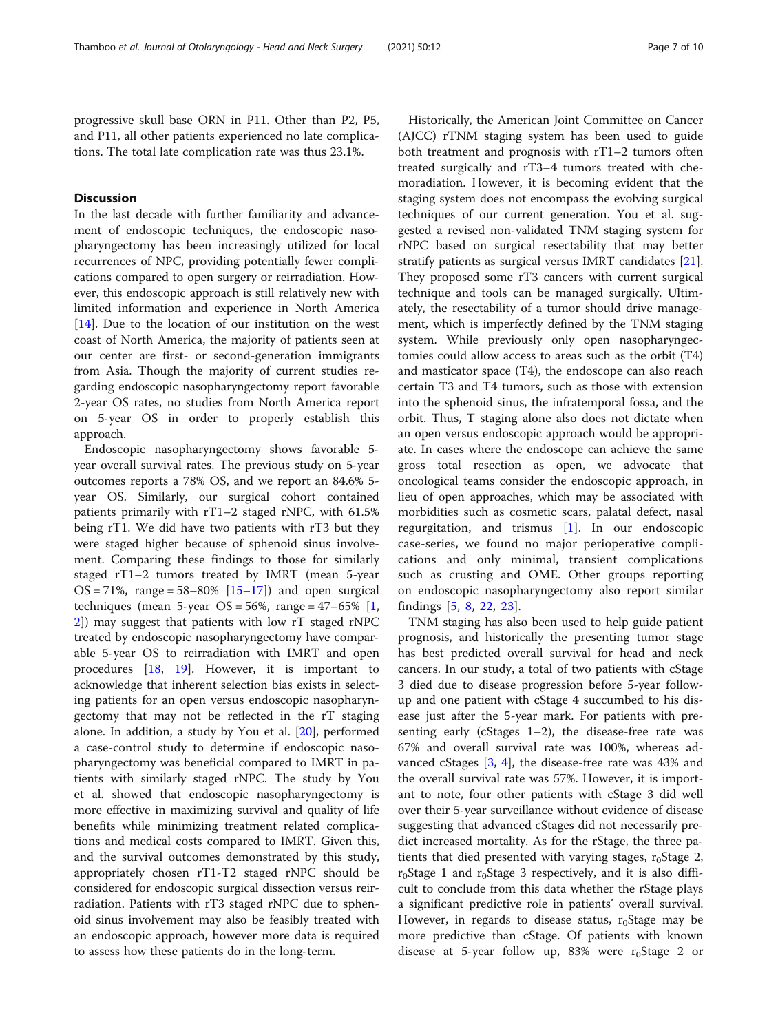progressive skull base ORN in P11. Other than P2, P5, and P11, all other patients experienced no late complications. The total late complication rate was thus 23.1%.

## Discussion

In the last decade with further familiarity and advancement of endoscopic techniques, the endoscopic nasopharyngectomy has been increasingly utilized for local recurrences of NPC, providing potentially fewer complications compared to open surgery or reirradiation. However, this endoscopic approach is still relatively new with limited information and experience in North America [14]. Due to the location of our institution on the west coast of North America, the majority of patients seen at our center are first- or second-generation immigrants from Asia. Though the majority of current studies regarding endoscopic nasopharyngectomy report favorable 2-year OS rates, no studies from North America report on 5-year OS in order to properly establish this approach.

Endoscopic nasopharyngectomy shows favorable 5-year overall survival rates. The previous study on 5-year outcomes reports a 78% OS, and we report an 84.6% 5-year OS. Similarly, our surgical cohort contained patients primarily with rT1–2 staged rNPC, with 61.5% being rT1. We did have two patients with rT3 but they were staged higher because of sphenoid sinus involvement. Comparing these findings to those for similarly staged rT1–2 tumors treated by IMRT (mean 5-year OS = 71%, range = 58–80% [15–17]) and open surgical techniques (mean 5-year OS = 56%, range = 47–65% [1, 2]) may suggest that patients with low rT staged rNPC treated by endoscopic nasopharyngectomy have comparable 5-year OS to reirradiation with IMRT and open procedures [18, 19]. However, it is important to acknowledge that inherent selection bias exists in selecting patients for an open versus endoscopic nasopharyngectomy that may not be reflected in the rT staging alone. In addition, a study by You et al. [20], performed a case-control study to determine if endoscopic nasopharyngectomy was beneficial compared to IMRT in patients with similarly staged rNPC. The study by You et al. showed that endoscopic nasopharyngectomy is more effective in maximizing survival and quality of life benefits while minimizing treatment related complications and medical costs compared to IMRT. Given this, and the survival outcomes demonstrated by this study, appropriately chosen rT1-T2 staged rNPC should be considered for endoscopic surgical dissection versus reirradiation. Patients with rT3 staged rNPC due to sphenoid sinus involvement may also be feasibly treated with an endoscopic approach, however more data is required to assess how these patients do in the long-term.

Historically, the American Joint Committee on Cancer (AJCC) rTNM staging system has been used to guide both treatment and prognosis with rT1–2 tumors often treated surgically and rT3–4 tumors treated with chemoradiation. However, it is becoming evident that the staging system does not encompass the evolving surgical techniques of our current generation. You et al. suggested a revised non-validated TNM staging system for rNPC based on surgical resectability that may better stratify patients as surgical versus IMRT candidates [21]. They proposed some rT3 cancers with current surgical technique and tools can be managed surgically. Ultimately, the resectability of a tumor should drive management, which is imperfectly defined by the TNM staging system. While previously only open nasopharyngectomies could allow access to areas such as the orbit (T4) and masticator space (T4), the endoscope can also reach certain T3 and T4 tumors, such as those with extension into the sphenoid sinus, the infratemporal fossa, and the orbit. Thus, T staging alone also does not dictate when an open versus endoscopic approach would be appropriate. In cases where the endoscope can achieve the same gross total resection as open, we advocate that oncological teams consider the endoscopic approach, in lieu of open approaches, which may be associated with morbidities such as cosmetic scars, palatal defect, nasal regurgitation, and trismus [1]. In our endoscopic case-series, we found no major perioperative complications and only minimal, transient complications such as crusting and OME. Other groups reporting on endoscopic nasopharyngectomy also report similar findings [5, 8, 22, 23].

TNM staging has also been used to help guide patient prognosis, and historically the presenting tumor stage has best predicted overall survival for head and neck cancers. In our study, a total of two patients with cStage 3 died due to disease progression before 5-year follow-up and one patient with cStage 4 succumbed to his disease just after the 5-year mark. For patients with presenting early (cStages 1–2), the disease-free rate was 67% and overall survival rate was 100%, whereas advanced cStages [3, 4], the disease-free rate was 43% and the overall survival rate was 57%. However, it is important to note, four other patients with cStage 3 did well over their 5-year surveillance without evidence of disease suggesting that advanced cStages did not necessarily predict increased mortality. As for the rStage, the three patients that died presented with varying stages, $r_0$Stage 2, $r_0$Stage 1 and $r_0$Stage 3 respectively, and it is also difficult to conclude from this data whether the rStage plays a significant predictive role in patients' overall survival. However, in regards to disease status, $r_0$Stage may be more predictive than cStage. Of patients with known disease at 5-year follow up, 83% were $r_0$Stage 2 or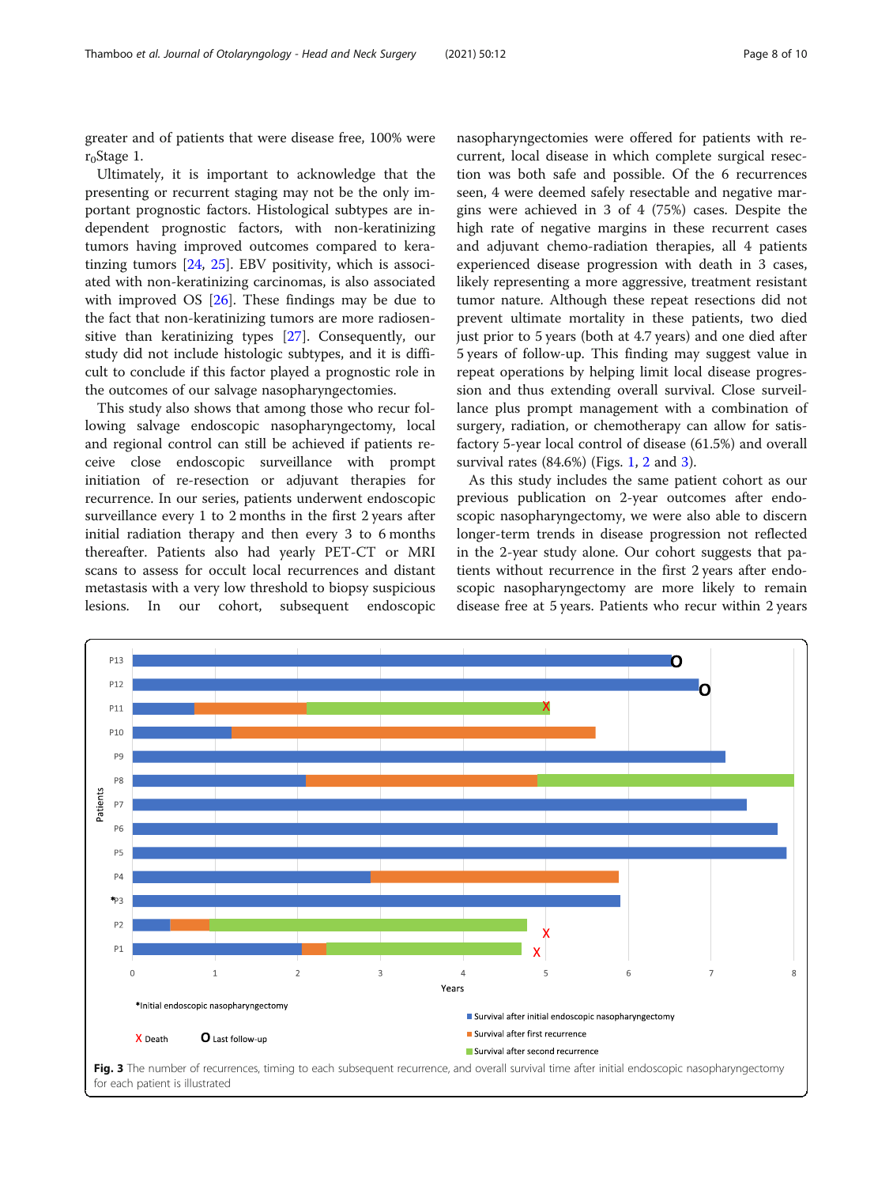greater and of patients that were disease free, 100% were $r_0$Stage 1.

Ultimately, it is important to acknowledge that the presenting or recurrent staging may not be the only important prognostic factors. Histological subtypes are independent prognostic factors, with non-keratinizing tumors having improved outcomes compared to keratinizing tumors [24, 25]. EBV positivity, which is associated with non-keratinizing carcinomas, is also associated with improved OS [26]. These findings may be due to the fact that non-keratinizing tumors are more radiosensitive than keratinizing types [27]. Consequently, our study did not include histologic subtypes, and it is difficult to conclude if this factor played a prognostic role in the outcomes of our salvage nasopharyngectomies.

This study also shows that among those who recur following salvage endoscopic nasopharyngectomy, local and regional control can still be achieved if patients receive close endoscopic surveillance with prompt initiation of re-resection or adjuvant therapies for recurrence. In our series, patients underwent endoscopic surveillance every 1 to 2 months in the first 2 years after initial radiation therapy and then every 3 to 6 months thereafter. Patients also had yearly PET-CT or MRI scans to assess for occult local recurrences and distant metastasis with a very low threshold to biopsy suspicious lesions. In our cohort, subsequent endoscopic nasopharyngectomies were offered for patients with recurrent, local disease in which complete surgical resection was both safe and possible. Of the 6 recurrences seen, 4 were deemed safely resectable and negative margins were achieved in 3 of 4 (75%) cases. Despite the high rate of negative margins in these recurrent cases and adjuvant chemo-radiation therapies, all 4 patients experienced disease progression with death in 3 cases, likely representing a more aggressive, treatment resistant tumor nature. Although these repeat resections did not prevent ultimate mortality in these patients, two died just prior to 5 years (both at 4.7 years) and one died after 5 years of follow-up. This finding may suggest value in repeat operations by helping limit local disease progression and thus extending overall survival. Close surveillance plus prompt management with a combination of surgery, radiation, or chemotherapy can allow for satisfactory 5-year local control of disease (61.5%) and overall survival rates (84.6%) (Figs. 1, 2 and 3).

As this study includes the same patient cohort as our previous publication on 2-year outcomes after endoscopic nasopharyngectomy, we were also able to discern longer-term trends in disease progression not reflected in the 2-year study alone. Our cohort suggests that patients without recurrence in the first 2 years after endoscopic nasopharyngectomy are more likely to remain disease free at 5 years. Patients who recur within 2 years

**Fig. 3** The number of recurrences, timing to each subsequent recurrence, and overall survival time after initial endoscopic nasopharyngectomy for each patient is illustrated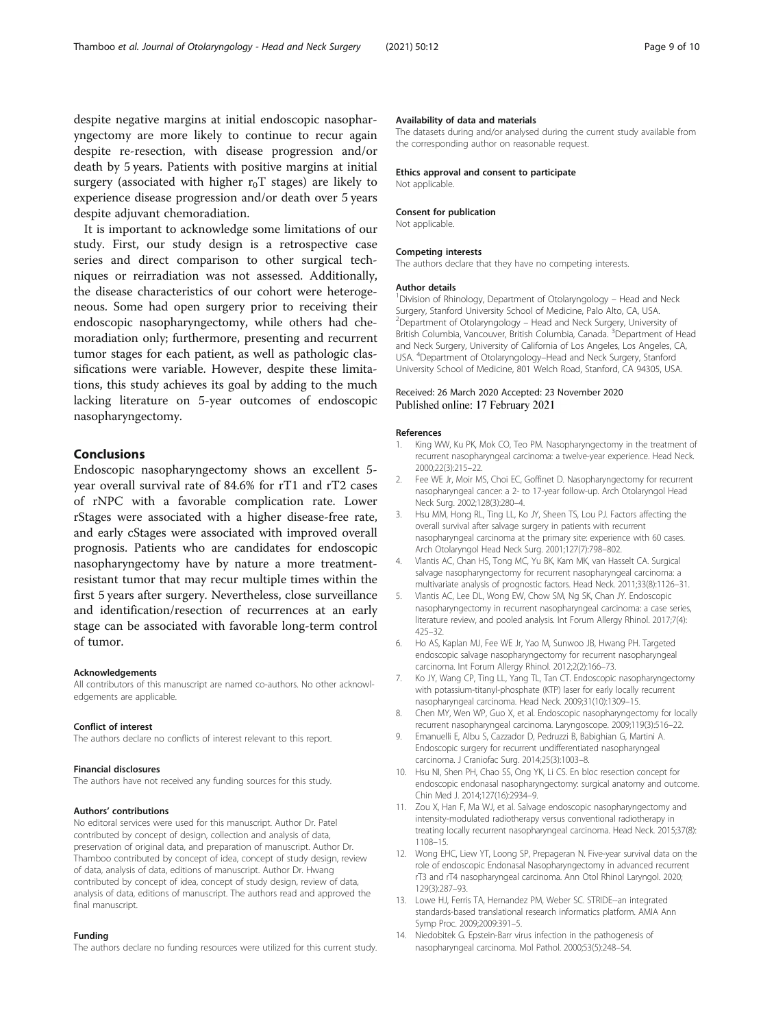despite negative margins at initial endoscopic nasopharyngectomy are more likely to continue to recur again despite re-resection, with disease progression and/or death by 5 years. Patients with positive margins at initial surgery (associated with higher $r_0$T stages) are likely to experience disease progression and/or death over 5 years despite adjuvant chemoradiation.

It is important to acknowledge some limitations of our study. First, our study design is a retrospective case series and direct comparison to other surgical techniques or reirradiation was not assessed. Additionally, the disease characteristics of our cohort were heterogeneous. Some had open surgery prior to receiving their endoscopic nasopharyngectomy, while others had chemoradiation only; furthermore, presenting and recurrent tumor stages for each patient, as well as pathologic classifications were variable. However, despite these limitations, this study achieves its goal by adding to the much lacking literature on 5-year outcomes of endoscopic nasopharyngectomy.

## Conclusions

Endoscopic nasopharyngectomy shows an excellent 5-year overall survival rate of 84.6% for rT1 and rT2 cases of rNPC with a favorable complication rate. Lower rStages were associated with a higher disease-free rate, and early cStages were associated with improved overall prognosis. Patients who are candidates for endoscopic nasopharyngectomy have by nature a more treatment-resistant tumor that may recur multiple times within the first 5 years after surgery. Nevertheless, close surveillance and identification/resection of recurrences at an early stage can be associated with favorable long-term control of tumor.

#### Acknowledgements

All contributors of this manuscript are named co-authors. No other acknowledgements are applicable.

#### Conflict of interest

The authors declare no conflicts of interest relevant to this report.

#### Financial disclosures

The authors have not received any funding sources for this study.

#### Authors' contributions

No editoral services were used for this manuscript. Author Dr. Patel contributed by concept of design, collection and analysis of data, preservation of original data, and preparation of manuscript. Author Dr. Thamboo contributed by concept of idea, concept of study design, review of data, analysis of data, editions of manuscript. Author Dr. Hwang contributed by concept of idea, concept of study design, review of data, analysis of data, editions of manuscript. The authors read and approved the final manuscript.

#### Funding

The authors declare no funding resources were utilized for this current study.

#### Availability of data and materials

The datasets during and/or analysed during the current study available from the corresponding author on reasonable request.

#### Ethics approval and consent to participate

Not applicable.

#### Consent for publication

Not applicable.

#### Competing interests

The authors declare that they have no competing interests.

#### Author details

[1]Division of Rhinology, Department of Otolaryngology – Head and Neck Surgery, Stanford University School of Medicine, Palo Alto, CA, USA. [2]Department of Otolaryngology – Head and Neck Surgery, University of British Columbia, Vancouver, British Columbia, Canada. [3]Department of Head and Neck Surgery, University of California of Los Angeles, Los Angeles, CA, USA. [4]Department of Otolaryngology–Head and Neck Surgery, Stanford University School of Medicine, 801 Welch Road, Stanford, CA 94305, USA.

Received: 26 March 2020 Accepted: 23 November 2020
Published online: 17 February 2021

#### References

1. King WW, Ku PK, Mok CO, Teo PM. Nasopharyngectomy in the treatment of recurrent nasopharyngeal carcinoma: a twelve-year experience. Head Neck. 2000;22(3):215–22.
2. Fee WE Jr, Moir MS, Choi EC, Goffinet D. Nasopharyngectomy for recurrent nasopharyngeal cancer: a 2- to 17-year follow-up. Arch Otolaryngol Head Neck Surg. 2002;128(3):280–4.
3. Hsu MM, Hong RL, Ting LL, Ko JY, Sheen TS, Lou PJ. Factors affecting the overall survival after salvage surgery in patients with recurrent nasopharyngeal carcinoma at the primary site: experience with 60 cases. Arch Otolaryngol Head Neck Surg. 2001;127(7):798–802.
4. Vlantis AC, Chan HS, Tong MC, Yu BK, Kam MK, van Hasselt CA. Surgical salvage nasopharyngectomy for recurrent nasopharyngeal carcinoma: a multivariate analysis of prognostic factors. Head Neck. 2011;33(8):1126–31.
5. Vlantis AC, Lee DL, Wong EW, Chow SM, Ng SK, Chan JY. Endoscopic nasopharyngectomy in recurrent nasopharyngeal carcinoma: a case series, literature review, and pooled analysis. Int Forum Allergy Rhinol. 2017;7(4):425–32.
6. Ho AS, Kaplan MJ, Fee WE Jr, Yao M, Sunwoo JB, Hwang PH. Targeted endoscopic salvage nasopharyngectomy for recurrent nasopharyngeal carcinoma. Int Forum Allergy Rhinol. 2012;2(2):166–73.
7. Ko JY, Wang CP, Ting LL, Yang TL, Tan CT. Endoscopic nasopharyngectomy with potassium-titanyl-phosphate (KTP) laser for early locally recurrent nasopharyngeal carcinoma. Head Neck. 2009;31(10):1309–15.
8. Chen MY, Wen WP, Guo X, et al. Endoscopic nasopharyngectomy for locally recurrent nasopharyngeal carcinoma. Laryngoscope. 2009;119(3):516–22.
9. Emanuelli E, Albu S, Cazzador D, Pedruzzi B, Babighian G, Martini A. Endoscopic surgery for recurrent undifferentiated nasopharyngeal carcinoma. J Craniofac Surg. 2014;25(3):1003–8.
10. Hsu NI, Shen PH, Chao SS, Ong YK, Li CS. En bloc resection concept for endoscopic endonasal nasopharyngectomy: surgical anatomy and outcome. Chin Med J. 2014;127(16):2934–9.
11. Zou X, Han F, Ma WJ, et al. Salvage endoscopic nasopharyngectomy and intensity-modulated radiotherapy versus conventional radiotherapy in treating locally recurrent nasopharyngeal carcinoma. Head Neck. 2015;37(8):1108–15.
12. Wong EHC, Liew YT, Loong SP, Prepageran N. Five-year survival data on the role of endoscopic Endonasal Nasopharyngectomy in advanced recurrent rT3 and rT4 nasopharyngeal carcinoma. Ann Otol Rhinol Laryngol. 2020;129(3):287–93.
13. Lowe HJ, Ferris TA, Hernandez PM, Weber SC. STRIDE--an integrated standards-based translational research informatics platform. AMIA Ann Symp Proc. 2009;2009:391–5.
14. Niedobitek G. Epstein-Barr virus infection in the pathogenesis of nasopharyngeal carcinoma. Mol Pathol. 2000;53(5):248–54.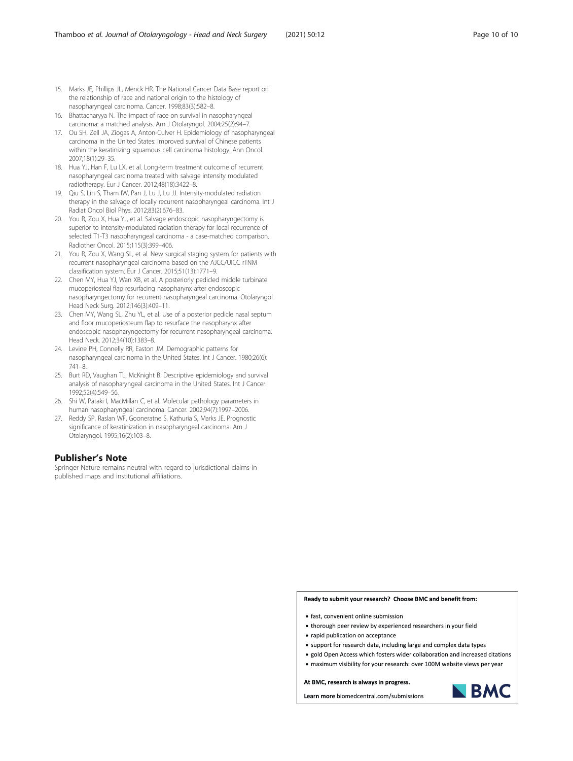15. Marks JE, Phillips JL, Menck HR. The National Cancer Data Base report on the relationship of race and national origin to the histology of nasopharyngeal carcinoma. Cancer. 1998;83(3):582–8.
16. Bhattacharyya N. The impact of race on survival in nasopharyngeal carcinoma: a matched analysis. Am J Otolaryngol. 2004;25(2):94–7.
17. Ou SH, Zell JA, Ziogas A, Anton-Culver H. Epidemiology of nasopharyngeal carcinoma in the United States: improved survival of Chinese patients within the keratinizing squamous cell carcinoma histology. Ann Oncol. 2007;18(1):29–35.
18. Hua YJ, Han F, Lu LX, et al. Long-term treatment outcome of recurrent nasopharyngeal carcinoma treated with salvage intensity modulated radiotherapy. Eur J Cancer. 2012;48(18):3422–8.
19. Qiu S, Lin S, Tham IW, Pan J, Lu J, Lu JJ. Intensity-modulated radiation therapy in the salvage of locally recurrent nasopharyngeal carcinoma. Int J Radiat Oncol Biol Phys. 2012;83(2):676–83.
20. You R, Zou X, Hua YJ, et al. Salvage endoscopic nasopharyngectomy is superior to intensity-modulated radiation therapy for local recurrence of selected T1-T3 nasopharyngeal carcinoma - a case-matched comparison. Radiother Oncol. 2015;115(3):399–406.
21. You R, Zou X, Wang SL, et al. New surgical staging system for patients with recurrent nasopharyngeal carcinoma based on the AJCC/UICC rTNM classification system. Eur J Cancer. 2015;51(13):1771–9.
22. Chen MY, Hua YJ, Wan XB, et al. A posteriorly pedicled middle turbinate mucoperiosteal flap resurfacing nasopharynx after endoscopic nasopharyngectomy for recurrent nasopharyngeal carcinoma. Otolaryngol Head Neck Surg. 2012;146(3):409–11.
23. Chen MY, Wang SL, Zhu YL, et al. Use of a posterior pedicle nasal septum and floor mucoperiosteum flap to resurface the nasopharynx after endoscopic nasopharyngectomy for recurrent nasopharyngeal carcinoma. Head Neck. 2012;34(10):1383–8.
24. Levine PH, Connelly RR, Easton JM. Demographic patterns for nasopharyngeal carcinoma in the United States. Int J Cancer. 1980;26(6):741–8.
25. Burt RD, Vaughan TL, McKnight B. Descriptive epidemiology and survival analysis of nasopharyngeal carcinoma in the United States. Int J Cancer. 1992;52(4):549–56.
26. Shi W, Pataki I, MacMillan C, et al. Molecular pathology parameters in human nasopharyngeal carcinoma. Cancer. 2002;94(7):1997–2006.
27. Reddy SP, Raslan WF, Gooneratne S, Kathuria S, Marks JE. Prognostic significance of keratinization in nasopharyngeal carcinoma. Am J Otolaryngol. 1995;16(2):103–8.

## Publisher's Note

Springer Nature remains neutral with regard to jurisdictional claims in published maps and institutional affiliations.

**Ready to submit your research? Choose BMC and benefit from:**

- fast, convenient online submission
- thorough peer review by experienced researchers in your field
- rapid publication on acceptance
- support for research data, including large and complex data types
- gold Open Access which fosters wider collaboration and increased citations
- maximum visibility for your research: over 100M website views per year

**At BMC, research is always in progress.**

**Learn more** biomedcentral.com/submissions

BMC